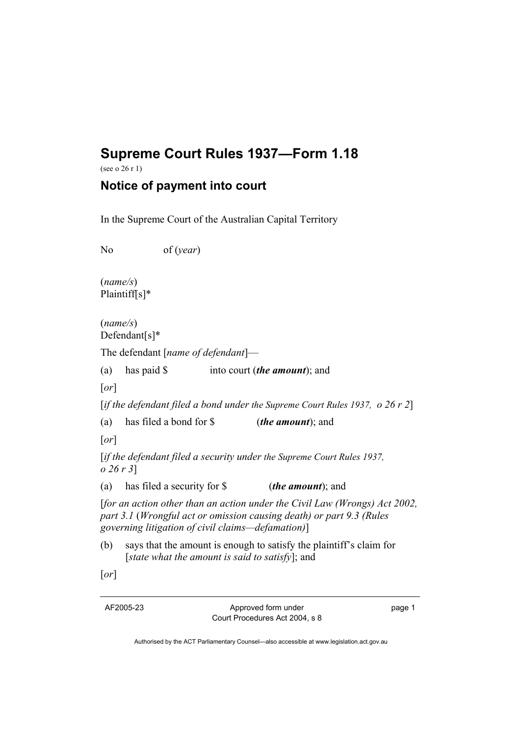# Supreme Court Rules 1937—Form 1.18

(see o 26 r 1)

## Notice of payment into court

In the Supreme Court of the Australian Capital Territory

No of (*year*)

(*name/s*)
Plaintiff[s]*

(*name/s*)
Defendant[s]*

The defendant [*name of defendant*]—

(a) has paid $ into court (***the amount***); and

[*or*]

[*if the defendant filed a bond under the Supreme Court Rules 1937, o 26 r 2*]

(a) has filed a bond for $ (***the amount***); and

[*or*]

[*if the defendant filed a security under the Supreme Court Rules 1937, o 26 r 3*]

(a) has filed a security for $ (***the amount***); and

[*for an action other than an action under the Civil Law (Wrongs) Act 2002, part 3.1* (*Wrongful act or omission causing death) or part 9.3 (Rules governing litigation of civil claims—defamation)*]

(b) says that the amount is enough to satisfy the plaintiff's claim for [*state what the amount is said to satisfy*]; and

[*or*]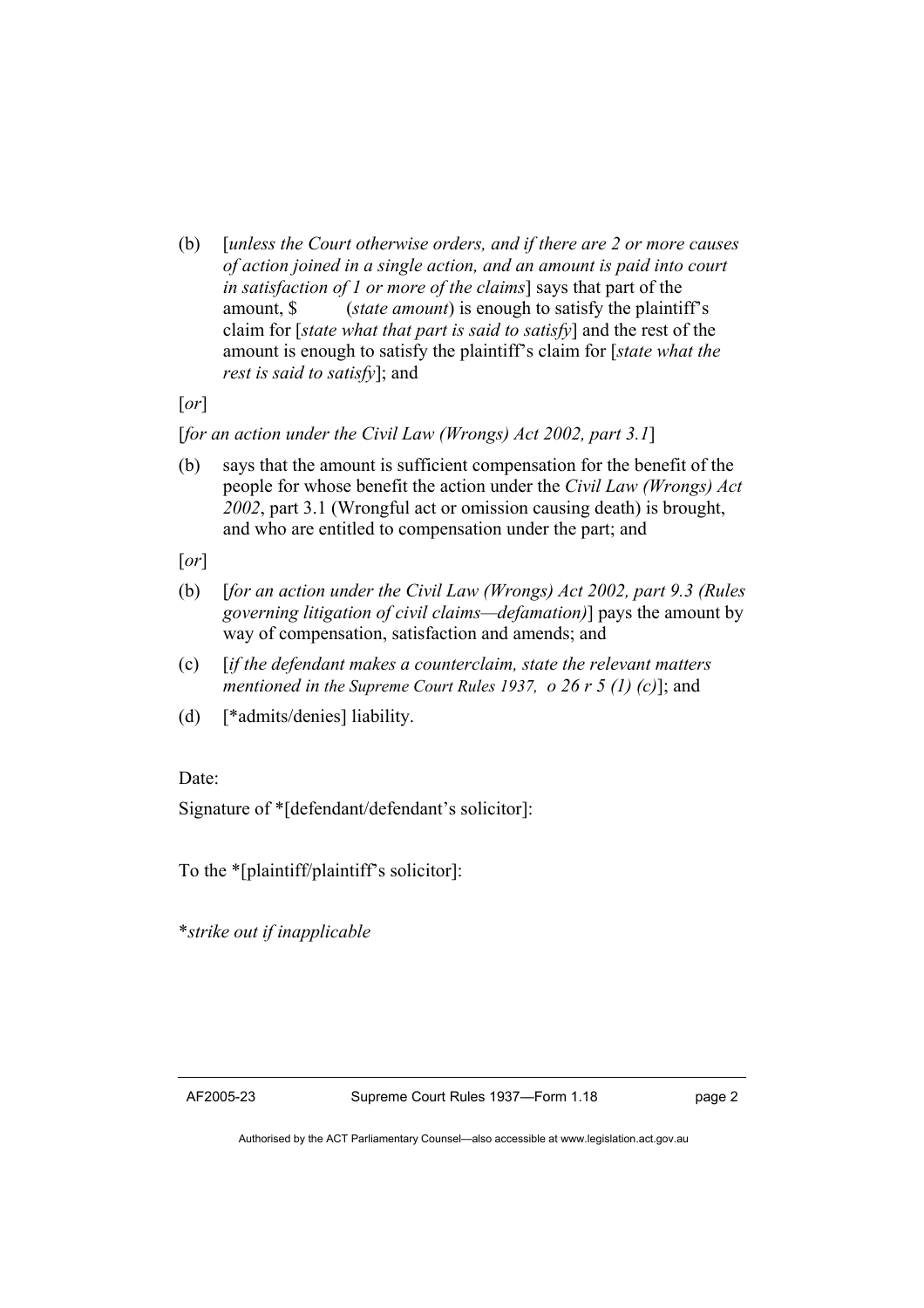(b) [*unless the Court otherwise orders, and if there are 2 or more causes of action joined in a single action, and an amount is paid into court in satisfaction of 1 or more of the claims*] says that part of the amount, $ (*state amount*) is enough to satisfy the plaintiff's claim for [*state what that part is said to satisfy*] and the rest of the amount is enough to satisfy the plaintiff's claim for [*state what the rest is said to satisfy*]; and

[*or*]

[*for an action under the Civil Law (Wrongs) Act 2002, part 3.1*]

(b) says that the amount is sufficient compensation for the benefit of the people for whose benefit the action under the *Civil Law (Wrongs) Act 2002*, part 3.1 (Wrongful act or omission causing death) is brought, and who are entitled to compensation under the part; and

[*or*]

(b) [*for an action under the Civil Law (Wrongs) Act 2002, part 9.3 (Rules governing litigation of civil claims—defamation)*] pays the amount by way of compensation, satisfaction and amends; and

(c) [*if the defendant makes a counterclaim, state the relevant matters mentioned in the Supreme Court Rules 1937, o 26 r 5 (1) (c)*]; and

(d) [*admits/denies] liability.

Date:

Signature of *[defendant/defendant's solicitor]:

To the *[plaintiff/plaintiff's solicitor]:

**strike out if inapplicable*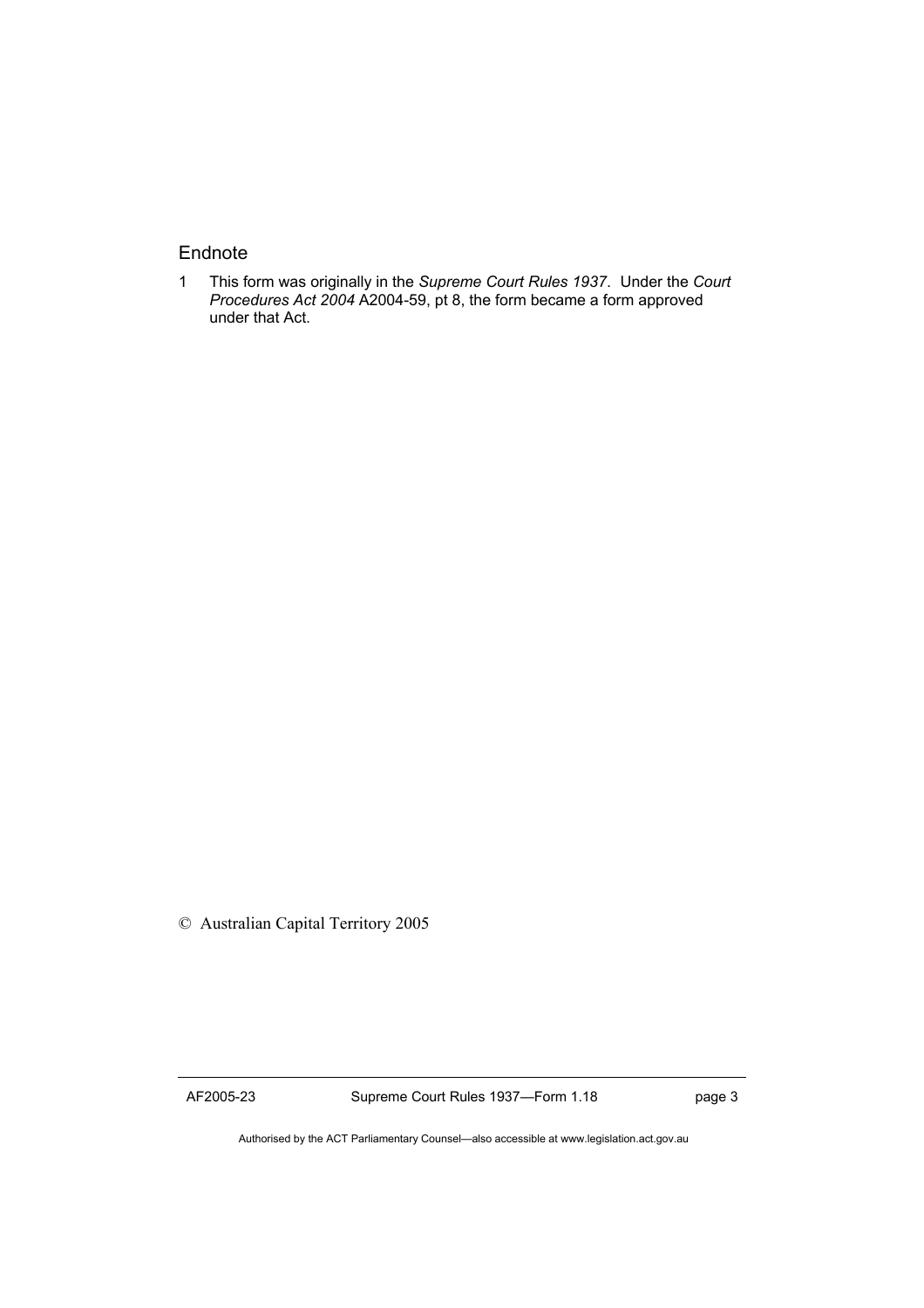## Endnote

1 This form was originally in the *Supreme Court Rules 1937*. Under the *Court Procedures Act 2004* A2004-59, pt 8, the form became a form approved under that Act.

© Australian Capital Territory 2005